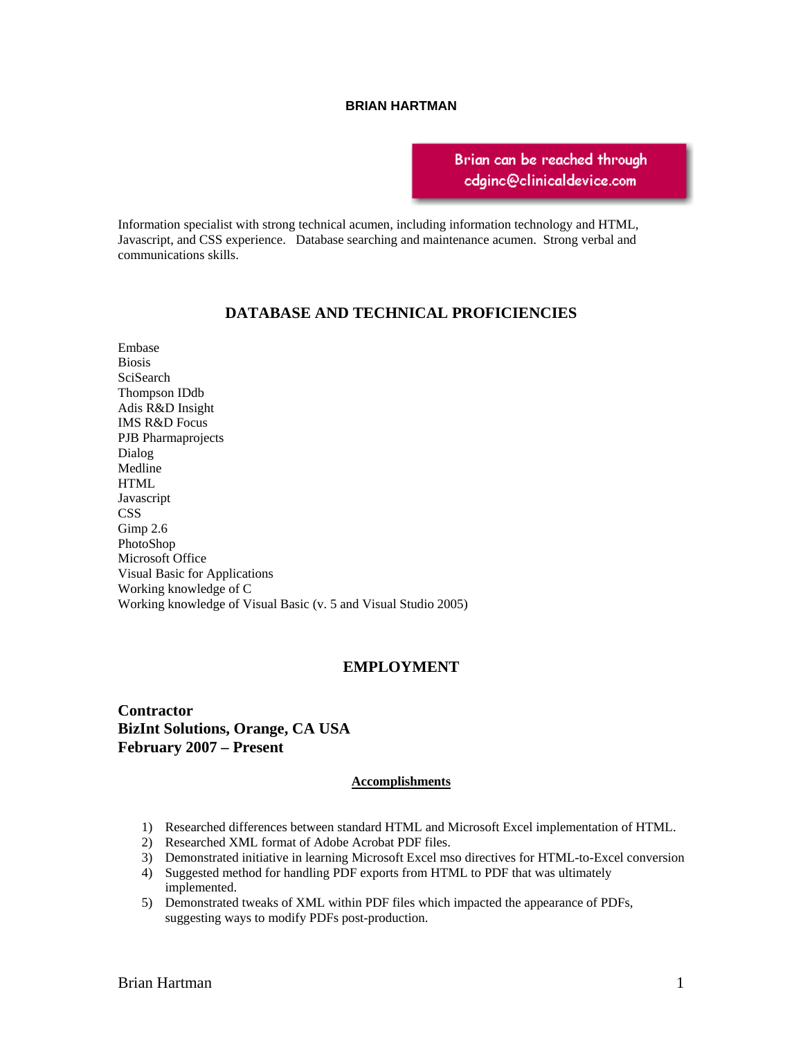# BRIAN HARTMAN

Brian can be reached through cdginc@clinicaldevice.com

Information specialist with strong technical acumen, including information technology and HTML, Javascript, and CSS experience. Database searching and maintenance acumen. Strong verbal and communications skills.

## DATABASE AND TECHNICAL PROFICIENCIES

Embase
Biosis
SciSearch
Thompson IDdb
Adis R&D Insight
IMS R&D Focus
PJB Pharmaprojects
Dialog
Medline
HTML
Javascript
CSS
Gimp 2.6
PhotoShop
Microsoft Office
Visual Basic for Applications
Working knowledge of C
Working knowledge of Visual Basic (v. 5 and Visual Studio 2005)

## EMPLOYMENT

### Contractor
### BizInt Solutions, Orange, CA USA
### February 2007 – Present

**Accomplishments**

1) Researched differences between standard HTML and Microsoft Excel implementation of HTML.
2) Researched XML format of Adobe Acrobat PDF files.
3) Demonstrated initiative in learning Microsoft Excel mso directives for HTML-to-Excel conversion
4) Suggested method for handling PDF exports from HTML to PDF that was ultimately implemented.
5) Demonstrated tweaks of XML within PDF files which impacted the appearance of PDFs, suggesting ways to modify PDFs post-production.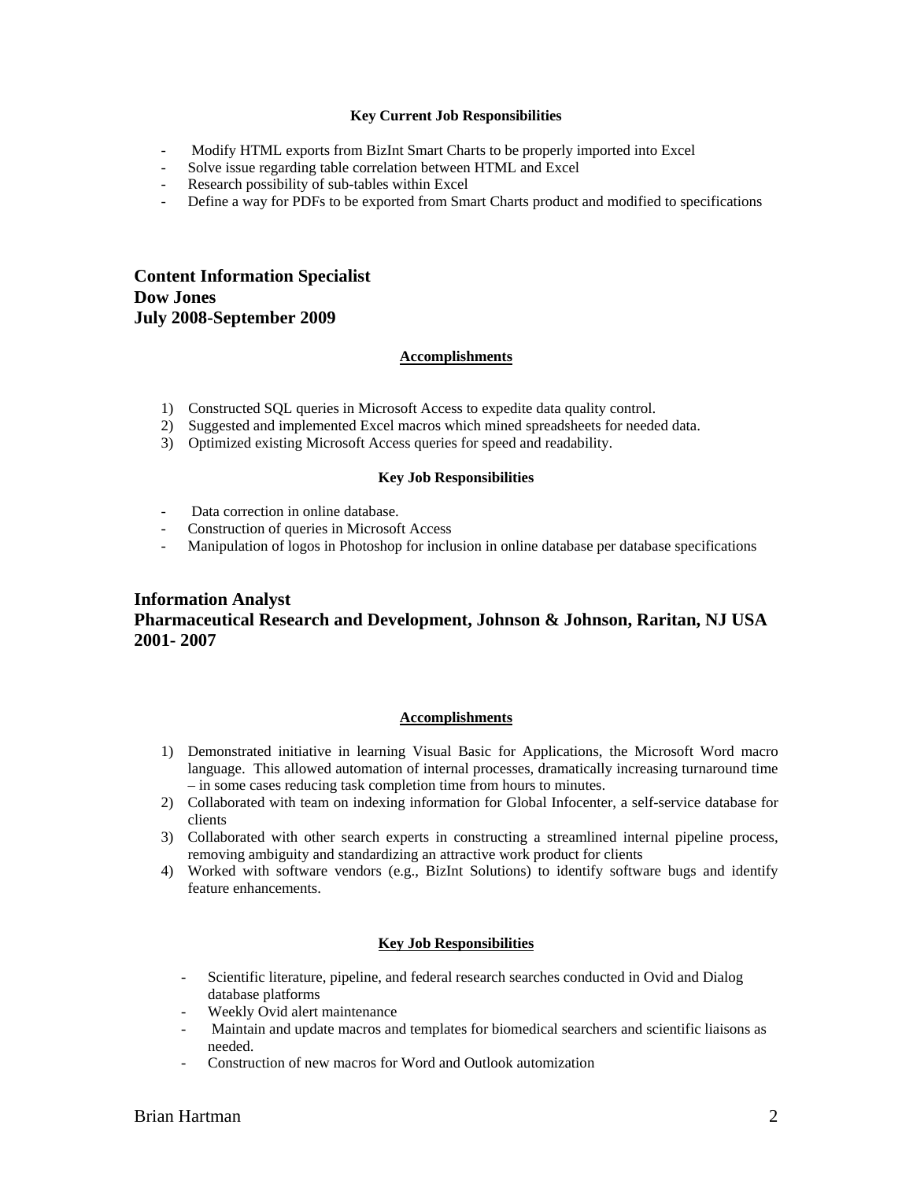#### Key Current Job Responsibilities

- Modify HTML exports from BizInt Smart Charts to be properly imported into Excel
- Solve issue regarding table correlation between HTML and Excel
- Research possibility of sub-tables within Excel
- Define a way for PDFs to be exported from Smart Charts product and modified to specifications

## Content Information Specialist
## Dow Jones
## July 2008-September 2009

#### Accomplishments

1) Constructed SQL queries in Microsoft Access to expedite data quality control.
2) Suggested and implemented Excel macros which mined spreadsheets for needed data.
3) Optimized existing Microsoft Access queries for speed and readability.

#### Key Job Responsibilities

- Data correction in online database.
- Construction of queries in Microsoft Access
- Manipulation of logos in Photoshop for inclusion in online database per database specifications

## Information Analyst
## Pharmaceutical Research and Development, Johnson & Johnson, Raritan, NJ USA
## 2001- 2007

#### Accomplishments

1) Demonstrated initiative in learning Visual Basic for Applications, the Microsoft Word macro language. This allowed automation of internal processes, dramatically increasing turnaround time – in some cases reducing task completion time from hours to minutes.
2) Collaborated with team on indexing information for Global Infocenter, a self-service database for clients
3) Collaborated with other search experts in constructing a streamlined internal pipeline process, removing ambiguity and standardizing an attractive work product for clients
4) Worked with software vendors (e.g., BizInt Solutions) to identify software bugs and identify feature enhancements.

#### Key Job Responsibilities

- Scientific literature, pipeline, and federal research searches conducted in Ovid and Dialog database platforms
- Weekly Ovid alert maintenance
- Maintain and update macros and templates for biomedical searchers and scientific liaisons as needed.
- Construction of new macros for Word and Outlook automization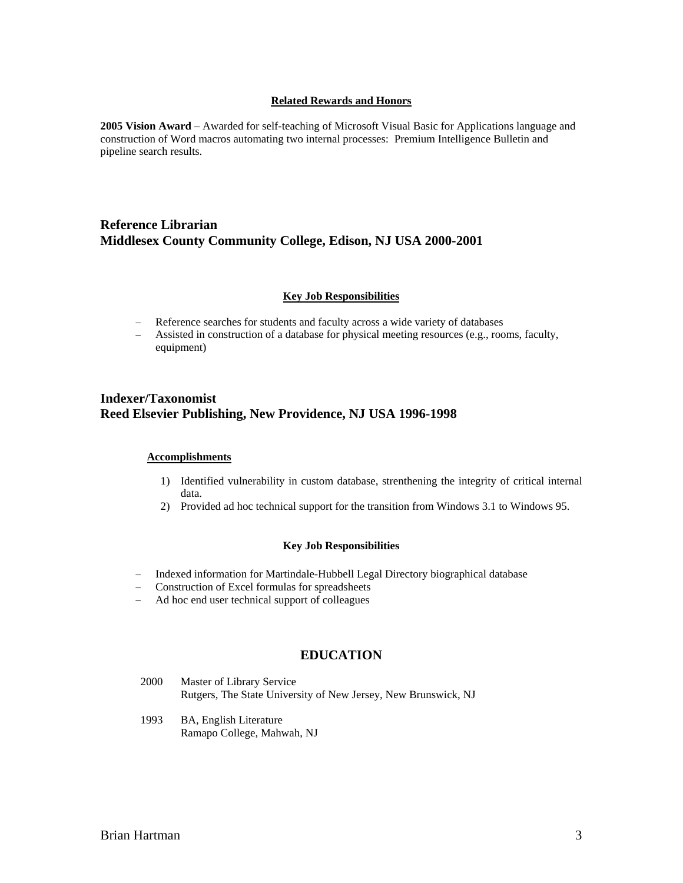#### Related Rewards and Honors

**2005 Vision Award** – Awarded for self-teaching of Microsoft Visual Basic for Applications language and construction of Word macros automating two internal processes: Premium Intelligence Bulletin and pipeline search results.

## Reference Librarian
## Middlesex County Community College, Edison, NJ USA 2000-2001

#### Key Job Responsibilities

- Reference searches for students and faculty across a wide variety of databases
- Assisted in construction of a database for physical meeting resources (e.g., rooms, faculty, equipment)

## Indexer/Taxonomist
## Reed Elsevier Publishing, New Providence, NJ USA 1996-1998

#### Accomplishments

1) Identified vulnerability in custom database, strenthening the integrity of critical internal data.
2) Provided ad hoc technical support for the transition from Windows 3.1 to Windows 95.

#### Key Job Responsibilities

- Indexed information for Martindale-Hubbell Legal Directory biographical database
- Construction of Excel formulas for spreadsheets
- Ad hoc end user technical support of colleagues

## EDUCATION

2000 Master of Library Service
Rutgers, The State University of New Jersey, New Brunswick, NJ

1993 BA, English Literature
Ramapo College, Mahwah, NJ